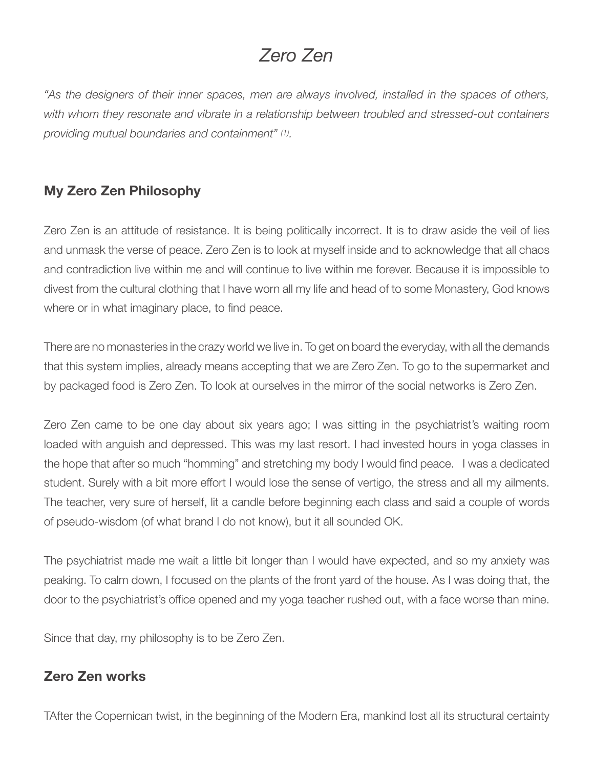# *Zero Zen*

*"As the designers of their inner spaces, men are always involved, installed in the spaces of others, with whom they resonate and vibrate in a relationship between troubled and stressed-out containers providing mutual boundaries and containment" (1).*

## My Zero Zen Philosophy

Zero Zen is an attitude of resistance. It is being politically incorrect. It is to draw aside the veil of lies and unmask the verse of peace. Zero Zen is to look at myself inside and to acknowledge that all chaos and contradiction live within me and will continue to live within me forever. Because it is impossible to divest from the cultural clothing that I have worn all my life and head of to some Monastery, God knows where or in what imaginary place, to find peace.

There are no monasteries in the crazy world we live in. To get on board the everyday, with all the demands that this system implies, already means accepting that we are Zero Zen. To go to the supermarket and by packaged food is Zero Zen. To look at ourselves in the mirror of the social networks is Zero Zen.

Zero Zen came to be one day about six years ago; I was sitting in the psychiatrist's waiting room loaded with anguish and depressed. This was my last resort. I had invested hours in yoga classes in the hope that after so much "homming" and stretching my body I would find peace. I was a dedicated student. Surely with a bit more effort I would lose the sense of vertigo, the stress and all my ailments. The teacher, very sure of herself, lit a candle before beginning each class and said a couple of words of pseudo-wisdom (of what brand I do not know), but it all sounded OK.

The psychiatrist made me wait a little bit longer than I would have expected, and so my anxiety was peaking. To calm down, I focused on the plants of the front yard of the house. As I was doing that, the door to the psychiatrist's office opened and my yoga teacher rushed out, with a face worse than mine.

Since that day, my philosophy is to be Zero Zen.

## Zero Zen works

TAfter the Copernican twist, in the beginning of the Modern Era, mankind lost all its structural certainty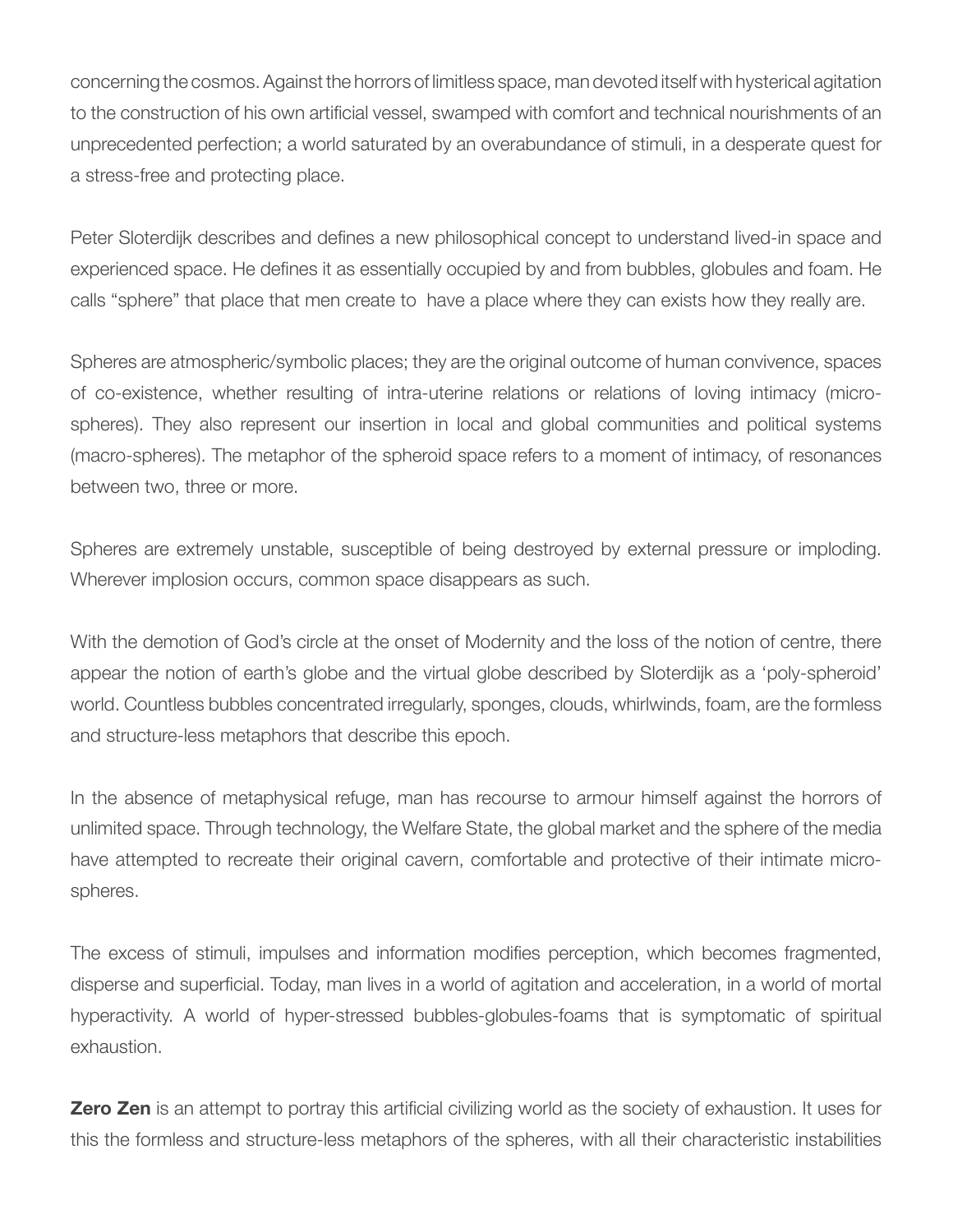concerning the cosmos. Against the horrors of limitless space, man devoted itself with hysterical agitation to the construction of his own artificial vessel, swamped with comfort and technical nourishments of an unprecedented perfection; a world saturated by an overabundance of stimuli, in a desperate quest for a stress-free and protecting place.

Peter Sloterdijk describes and defines a new philosophical concept to understand lived-in space and experienced space. He defines it as essentially occupied by and from bubbles, globules and foam. He calls "sphere" that place that men create to have a place where they can exists how they really are.

Spheres are atmospheric/symbolic places; they are the original outcome of human convivence, spaces of co-existence, whether resulting of intra-uterine relations or relations of loving intimacy (micro-spheres). They also represent our insertion in local and global communities and political systems (macro-spheres). The metaphor of the spheroid space refers to a moment of intimacy, of resonances between two, three or more.

Spheres are extremely unstable, susceptible of being destroyed by external pressure or imploding. Wherever implosion occurs, common space disappears as such.

With the demotion of God's circle at the onset of Modernity and the loss of the notion of centre, there appear the notion of earth's globe and the virtual globe described by Sloterdijk as a 'poly-spheroid' world. Countless bubbles concentrated irregularly, sponges, clouds, whirlwinds, foam, are the formless and structure-less metaphors that describe this epoch.

In the absence of metaphysical refuge, man has recourse to armour himself against the horrors of unlimited space. Through technology, the Welfare State, the global market and the sphere of the media have attempted to recreate their original cavern, comfortable and protective of their intimate micro-spheres.

The excess of stimuli, impulses and information modifies perception, which becomes fragmented, disperse and superficial. Today, man lives in a world of agitation and acceleration, in a world of mortal hyperactivity. A world of hyper-stressed bubbles-globules-foams that is symptomatic of spiritual exhaustion.

**Zero Zen** is an attempt to portray this artificial civilizing world as the society of exhaustion. It uses for this the formless and structure-less metaphors of the spheres, with all their characteristic instabilities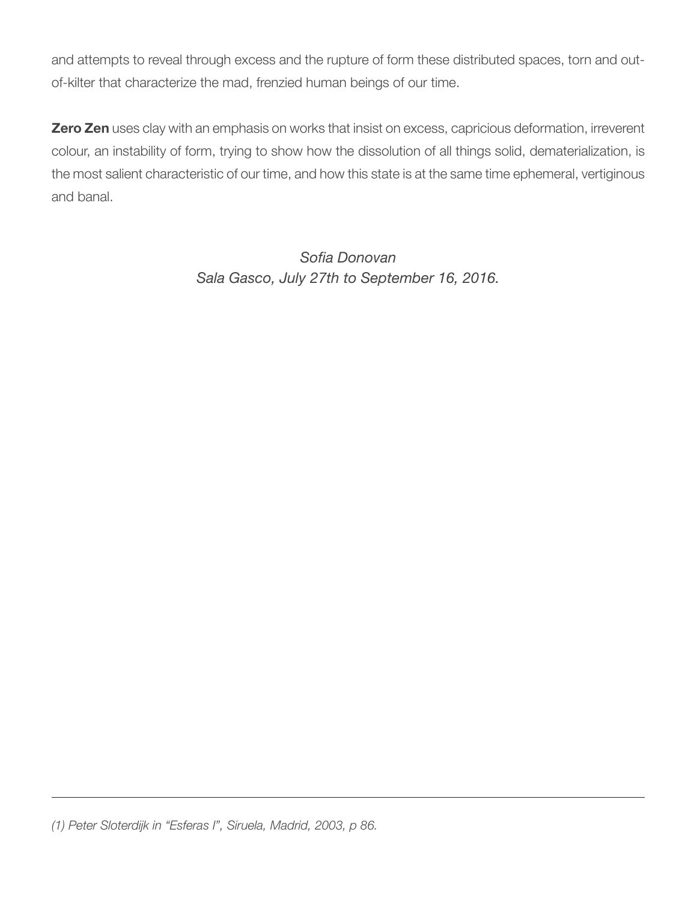and attempts to reveal through excess and the rupture of form these distributed spaces, torn and out-of-kilter that characterize the mad, frenzied human beings of our time.

**Zero Zen** uses clay with an emphasis on works that insist on excess, capricious deformation, irreverent colour, an instability of form, trying to show how the dissolution of all things solid, dematerialization, is the most salient characteristic of our time, and how this state is at the same time ephemeral, vertiginous and banal.

*Sofia Donovan*
*Sala Gasco, July 27th to September 16, 2016.*

---

*(1) Peter Sloterdijk in "Esferas I", Siruela, Madrid, 2003, p 86.*